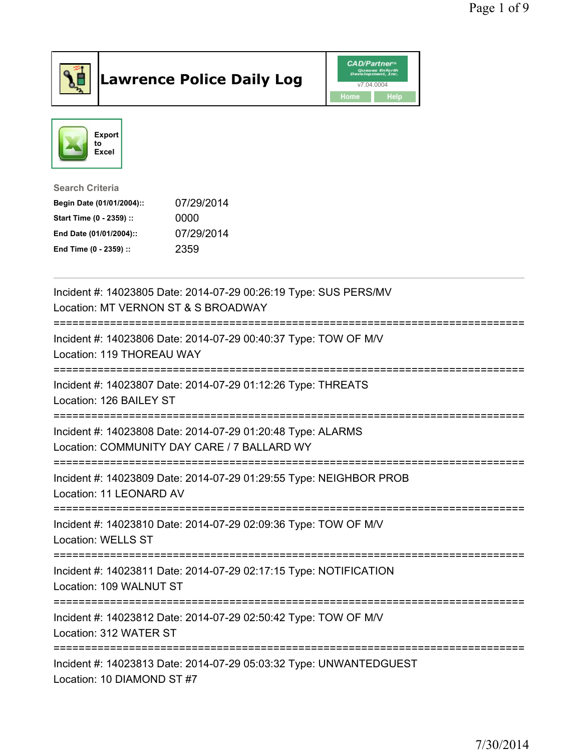# Lawrence Police Daily Log

Export to Excel

**Search Criteria**

| | |
|---|---|
| **Begin Date (01/01/2004)::** | 07/29/2014 |
| **Start Time (0 - 2359) ::** | 0000 |
| **End Date (01/01/2004)::** | 07/29/2014 |
| **End Time (0 - 2359) ::** | 2359 |

---

Incident #: 14023805 Date: 2014-07-29 00:26:19 Type: SUS PERS/MV
Location: MT VERNON ST & S BROADWAY

===========================================================================

Incident #: 14023806 Date: 2014-07-29 00:40:37 Type: TOW OF M/V
Location: 119 THOREAU WAY

===========================================================================

Incident #: 14023807 Date: 2014-07-29 01:12:26 Type: THREATS
Location: 126 BAILEY ST

===========================================================================

Incident #: 14023808 Date: 2014-07-29 01:20:48 Type: ALARMS
Location: COMMUNITY DAY CARE / 7 BALLARD WY

===========================================================================

Incident #: 14023809 Date: 2014-07-29 01:29:55 Type: NEIGHBOR PROB
Location: 11 LEONARD AV

===========================================================================

Incident #: 14023810 Date: 2014-07-29 02:09:36 Type: TOW OF M/V
Location: WELLS ST

===========================================================================

Incident #: 14023811 Date: 2014-07-29 02:17:15 Type: NOTIFICATION
Location: 109 WALNUT ST

===========================================================================

Incident #: 14023812 Date: 2014-07-29 02:50:42 Type: TOW OF M/V
Location: 312 WATER ST

===========================================================================

Incident #: 14023813 Date: 2014-07-29 05:03:32 Type: UNWANTEDGUEST
Location: 10 DIAMOND ST #7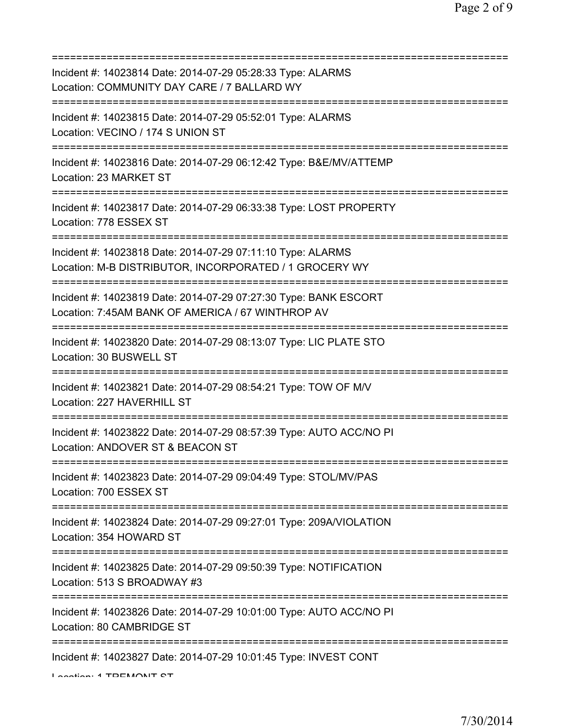===========================================================================

Incident #: 14023814 Date: 2014-07-29 05:28:33 Type: ALARMS
Location: COMMUNITY DAY CARE / 7 BALLARD WY

===========================================================================

Incident #: 14023815 Date: 2014-07-29 05:52:01 Type: ALARMS
Location: VECINO / 174 S UNION ST

===========================================================================

Incident #: 14023816 Date: 2014-07-29 06:12:42 Type: B&E/MV/ATTEMP
Location: 23 MARKET ST

===========================================================================

Incident #: 14023817 Date: 2014-07-29 06:33:38 Type: LOST PROPERTY
Location: 778 ESSEX ST

===========================================================================

Incident #: 14023818 Date: 2014-07-29 07:11:10 Type: ALARMS
Location: M-B DISTRIBUTOR, INCORPORATED / 1 GROCERY WY

===========================================================================

Incident #: 14023819 Date: 2014-07-29 07:27:30 Type: BANK ESCORT
Location: 7:45AM BANK OF AMERICA / 67 WINTHROP AV

===========================================================================

Incident #: 14023820 Date: 2014-07-29 08:13:07 Type: LIC PLATE STO
Location: 30 BUSWELL ST

===========================================================================

Incident #: 14023821 Date: 2014-07-29 08:54:21 Type: TOW OF M/V
Location: 227 HAVERHILL ST

===========================================================================

Incident #: 14023822 Date: 2014-07-29 08:57:39 Type: AUTO ACC/NO PI
Location: ANDOVER ST & BEACON ST

===========================================================================

Incident #: 14023823 Date: 2014-07-29 09:04:49 Type: STOL/MV/PAS
Location: 700 ESSEX ST

===========================================================================

Incident #: 14023824 Date: 2014-07-29 09:27:01 Type: 209A/VIOLATION
Location: 354 HOWARD ST

===========================================================================

Incident #: 14023825 Date: 2014-07-29 09:50:39 Type: NOTIFICATION
Location: 513 S BROADWAY #3

===========================================================================

Incident #: 14023826 Date: 2014-07-29 10:01:00 Type: AUTO ACC/NO PI
Location: 80 CAMBRIDGE ST

===========================================================================

Incident #: 14023827 Date: 2014-07-29 10:01:45 Type: INVEST CONT
Location: 1 TREMONT ST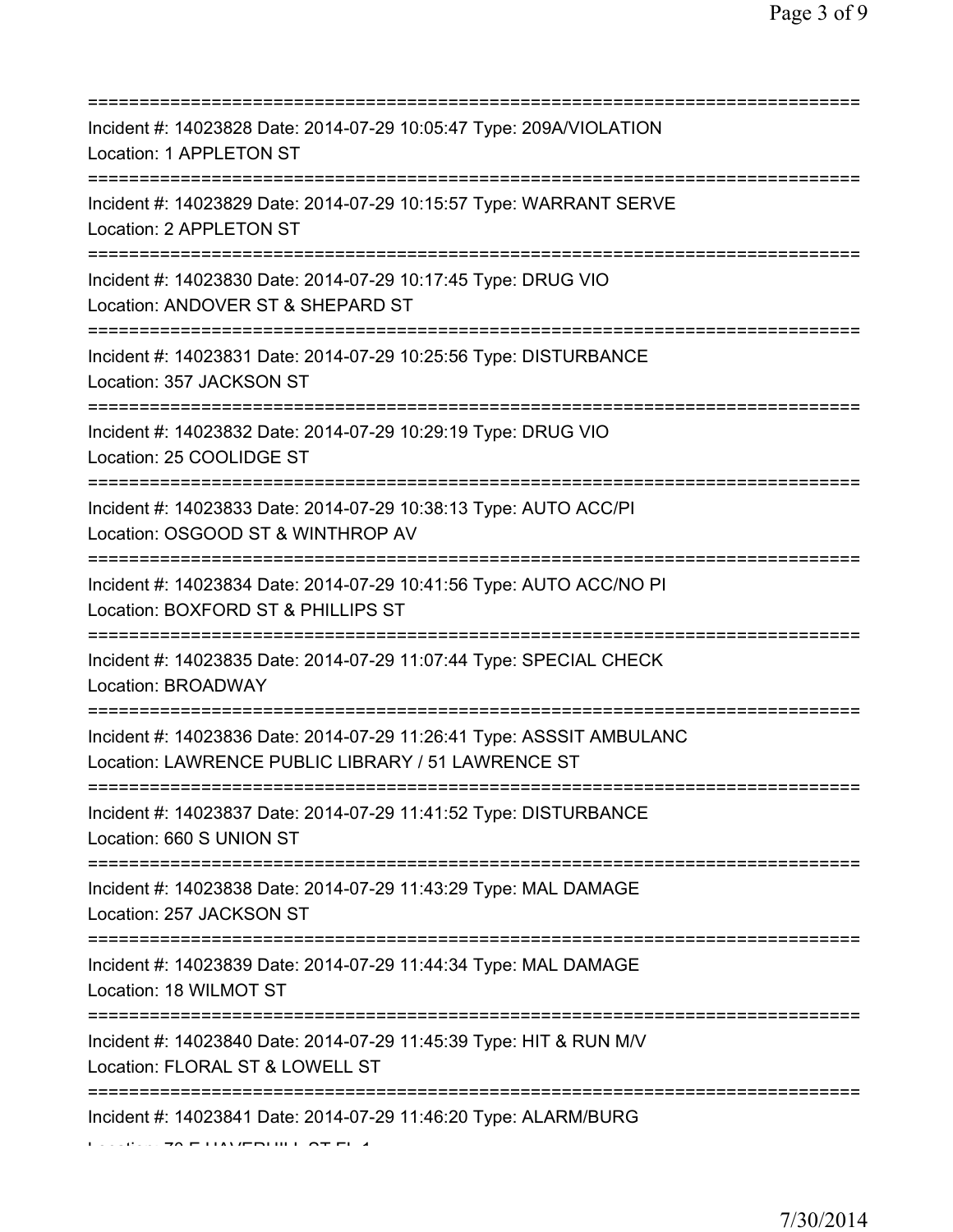===========================================================================
Incident #: 14023828 Date: 2014-07-29 10:05:47 Type: 209A/VIOLATION
Location: 1 APPLETON ST
===========================================================================
Incident #: 14023829 Date: 2014-07-29 10:15:57 Type: WARRANT SERVE
Location: 2 APPLETON ST
===========================================================================
Incident #: 14023830 Date: 2014-07-29 10:17:45 Type: DRUG VIO
Location: ANDOVER ST & SHEPARD ST
===========================================================================
Incident #: 14023831 Date: 2014-07-29 10:25:56 Type: DISTURBANCE
Location: 357 JACKSON ST
===========================================================================
Incident #: 14023832 Date: 2014-07-29 10:29:19 Type: DRUG VIO
Location: 25 COOLIDGE ST
===========================================================================
Incident #: 14023833 Date: 2014-07-29 10:38:13 Type: AUTO ACC/PI
Location: OSGOOD ST & WINTHROP AV
===========================================================================
Incident #: 14023834 Date: 2014-07-29 10:41:56 Type: AUTO ACC/NO PI
Location: BOXFORD ST & PHILLIPS ST
===========================================================================
Incident #: 14023835 Date: 2014-07-29 11:07:44 Type: SPECIAL CHECK
Location: BROADWAY
===========================================================================
Incident #: 14023836 Date: 2014-07-29 11:26:41 Type: ASSSIT AMBULANC
Location: LAWRENCE PUBLIC LIBRARY / 51 LAWRENCE ST
===========================================================================
Incident #: 14023837 Date: 2014-07-29 11:41:52 Type: DISTURBANCE
Location: 660 S UNION ST
===========================================================================
Incident #: 14023838 Date: 2014-07-29 11:43:29 Type: MAL DAMAGE
Location: 257 JACKSON ST
===========================================================================
Incident #: 14023839 Date: 2014-07-29 11:44:34 Type: MAL DAMAGE
Location: 18 WILMOT ST
===========================================================================
Incident #: 14023840 Date: 2014-07-29 11:45:39 Type: HIT & RUN M/V
Location: FLORAL ST & LOWELL ST
===========================================================================
Incident #: 14023841 Date: 2014-07-29 11:46:20 Type: ALARM/BURG
Location: 70 E HAVERHILL ST FL 1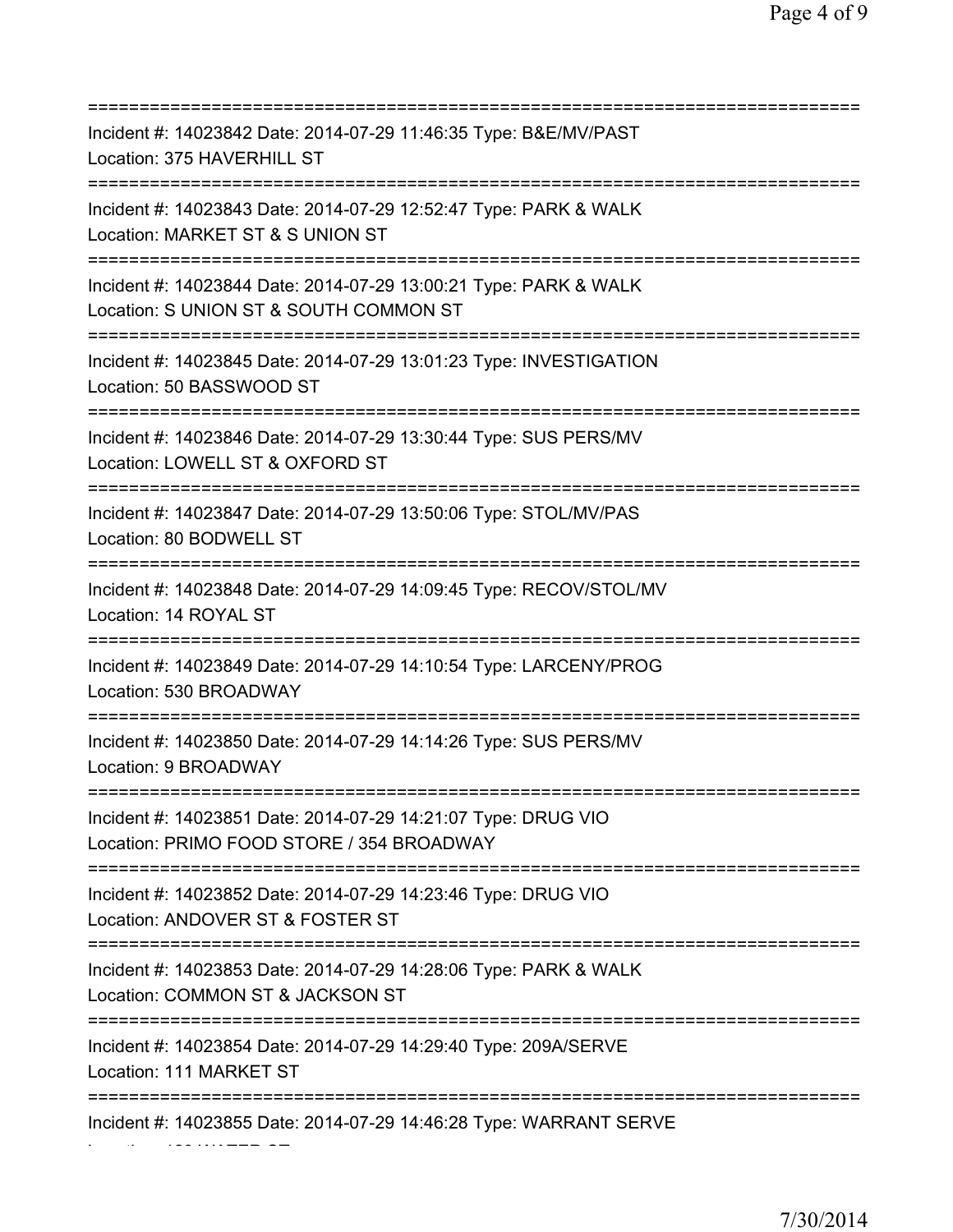===========================================================================
Incident #: 14023842 Date: 2014-07-29 11:46:35 Type: B&E/MV/PAST
Location: 375 HAVERHILL ST
===========================================================================
Incident #: 14023843 Date: 2014-07-29 12:52:47 Type: PARK & WALK
Location: MARKET ST & S UNION ST
===========================================================================
Incident #: 14023844 Date: 2014-07-29 13:00:21 Type: PARK & WALK
Location: S UNION ST & SOUTH COMMON ST
===========================================================================
Incident #: 14023845 Date: 2014-07-29 13:01:23 Type: INVESTIGATION
Location: 50 BASSWOOD ST
===========================================================================
Incident #: 14023846 Date: 2014-07-29 13:30:44 Type: SUS PERS/MV
Location: LOWELL ST & OXFORD ST
===========================================================================
Incident #: 14023847 Date: 2014-07-29 13:50:06 Type: STOL/MV/PAS
Location: 80 BODWELL ST
===========================================================================
Incident #: 14023848 Date: 2014-07-29 14:09:45 Type: RECOV/STOL/MV
Location: 14 ROYAL ST
===========================================================================
Incident #: 14023849 Date: 2014-07-29 14:10:54 Type: LARCENY/PROG
Location: 530 BROADWAY
===========================================================================
Incident #: 14023850 Date: 2014-07-29 14:14:26 Type: SUS PERS/MV
Location: 9 BROADWAY
===========================================================================
Incident #: 14023851 Date: 2014-07-29 14:21:07 Type: DRUG VIO
Location: PRIMO FOOD STORE / 354 BROADWAY
===========================================================================
Incident #: 14023852 Date: 2014-07-29 14:23:46 Type: DRUG VIO
Location: ANDOVER ST & FOSTER ST
===========================================================================
Incident #: 14023853 Date: 2014-07-29 14:28:06 Type: PARK & WALK
Location: COMMON ST & JACKSON ST
===========================================================================
Incident #: 14023854 Date: 2014-07-29 14:29:40 Type: 209A/SERVE
Location: 111 MARKET ST
===========================================================================
Incident #: 14023855 Date: 2014-07-29 14:46:28 Type: WARRANT SERVE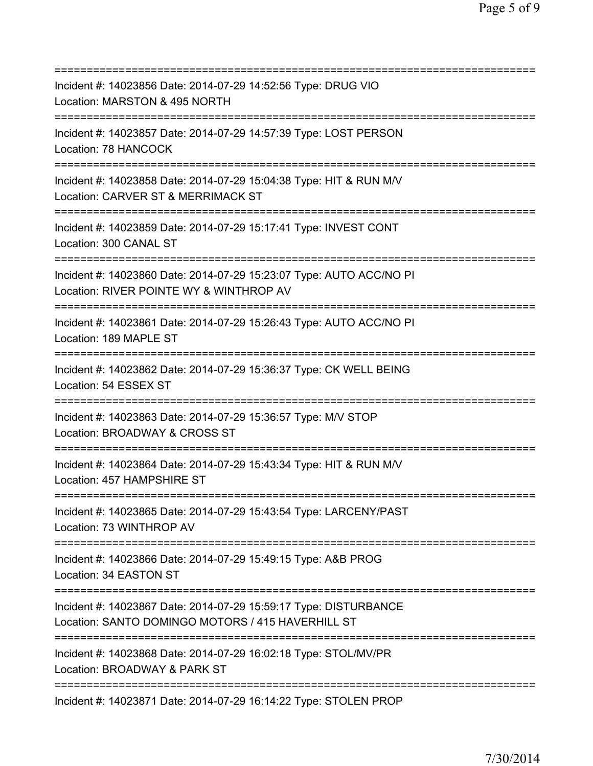===========================================================================

Incident #: 14023856 Date: 2014-07-29 14:52:56 Type: DRUG VIO
Location: MARSTON & 495 NORTH

===========================================================================

Incident #: 14023857 Date: 2014-07-29 14:57:39 Type: LOST PERSON
Location: 78 HANCOCK

===========================================================================

Incident #: 14023858 Date: 2014-07-29 15:04:38 Type: HIT & RUN M/V
Location: CARVER ST & MERRIMACK ST

===========================================================================

Incident #: 14023859 Date: 2014-07-29 15:17:41 Type: INVEST CONT
Location: 300 CANAL ST

===========================================================================

Incident #: 14023860 Date: 2014-07-29 15:23:07 Type: AUTO ACC/NO PI
Location: RIVER POINTE WY & WINTHROP AV

===========================================================================

Incident #: 14023861 Date: 2014-07-29 15:26:43 Type: AUTO ACC/NO PI
Location: 189 MAPLE ST

===========================================================================

Incident #: 14023862 Date: 2014-07-29 15:36:37 Type: CK WELL BEING
Location: 54 ESSEX ST

===========================================================================

Incident #: 14023863 Date: 2014-07-29 15:36:57 Type: M/V STOP
Location: BROADWAY & CROSS ST

===========================================================================

Incident #: 14023864 Date: 2014-07-29 15:43:34 Type: HIT & RUN M/V
Location: 457 HAMPSHIRE ST

===========================================================================

Incident #: 14023865 Date: 2014-07-29 15:43:54 Type: LARCENY/PAST
Location: 73 WINTHROP AV

===========================================================================

Incident #: 14023866 Date: 2014-07-29 15:49:15 Type: A&B PROG
Location: 34 EASTON ST

===========================================================================

Incident #: 14023867 Date: 2014-07-29 15:59:17 Type: DISTURBANCE
Location: SANTO DOMINGO MOTORS / 415 HAVERHILL ST

===========================================================================

Incident #: 14023868 Date: 2014-07-29 16:02:18 Type: STOL/MV/PR
Location: BROADWAY & PARK ST

===========================================================================

Incident #: 14023871 Date: 2014-07-29 16:14:22 Type: STOLEN PROP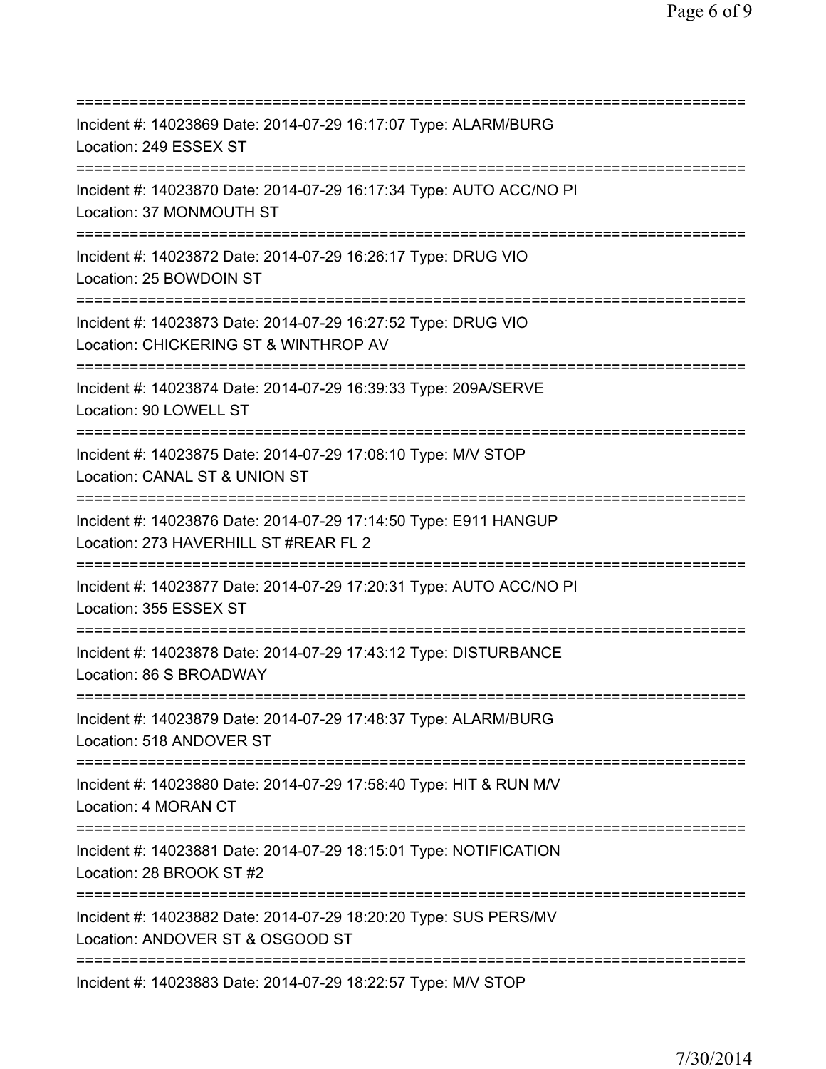==============================================================================
Incident #: 14023869 Date: 2014-07-29 16:17:07 Type: ALARM/BURG
Location: 249 ESSEX ST
==============================================================================
Incident #: 14023870 Date: 2014-07-29 16:17:34 Type: AUTO ACC/NO PI
Location: 37 MONMOUTH ST
==============================================================================
Incident #: 14023872 Date: 2014-07-29 16:26:17 Type: DRUG VIO
Location: 25 BOWDOIN ST
==============================================================================
Incident #: 14023873 Date: 2014-07-29 16:27:52 Type: DRUG VIO
Location: CHICKERING ST & WINTHROP AV
==============================================================================
Incident #: 14023874 Date: 2014-07-29 16:39:33 Type: 209A/SERVE
Location: 90 LOWELL ST
==============================================================================
Incident #: 14023875 Date: 2014-07-29 17:08:10 Type: M/V STOP
Location: CANAL ST & UNION ST
==============================================================================
Incident #: 14023876 Date: 2014-07-29 17:14:50 Type: E911 HANGUP
Location: 273 HAVERHILL ST #REAR FL 2
==============================================================================
Incident #: 14023877 Date: 2014-07-29 17:20:31 Type: AUTO ACC/NO PI
Location: 355 ESSEX ST
==============================================================================
Incident #: 14023878 Date: 2014-07-29 17:43:12 Type: DISTURBANCE
Location: 86 S BROADWAY
==============================================================================
Incident #: 14023879 Date: 2014-07-29 17:48:37 Type: ALARM/BURG
Location: 518 ANDOVER ST
==============================================================================
Incident #: 14023880 Date: 2014-07-29 17:58:40 Type: HIT & RUN M/V
Location: 4 MORAN CT
==============================================================================
Incident #: 14023881 Date: 2014-07-29 18:15:01 Type: NOTIFICATION
Location: 28 BROOK ST #2
==============================================================================
Incident #: 14023882 Date: 2014-07-29 18:20:20 Type: SUS PERS/MV
Location: ANDOVER ST & OSGOOD ST
==============================================================================
Incident #: 14023883 Date: 2014-07-29 18:22:57 Type: M/V STOP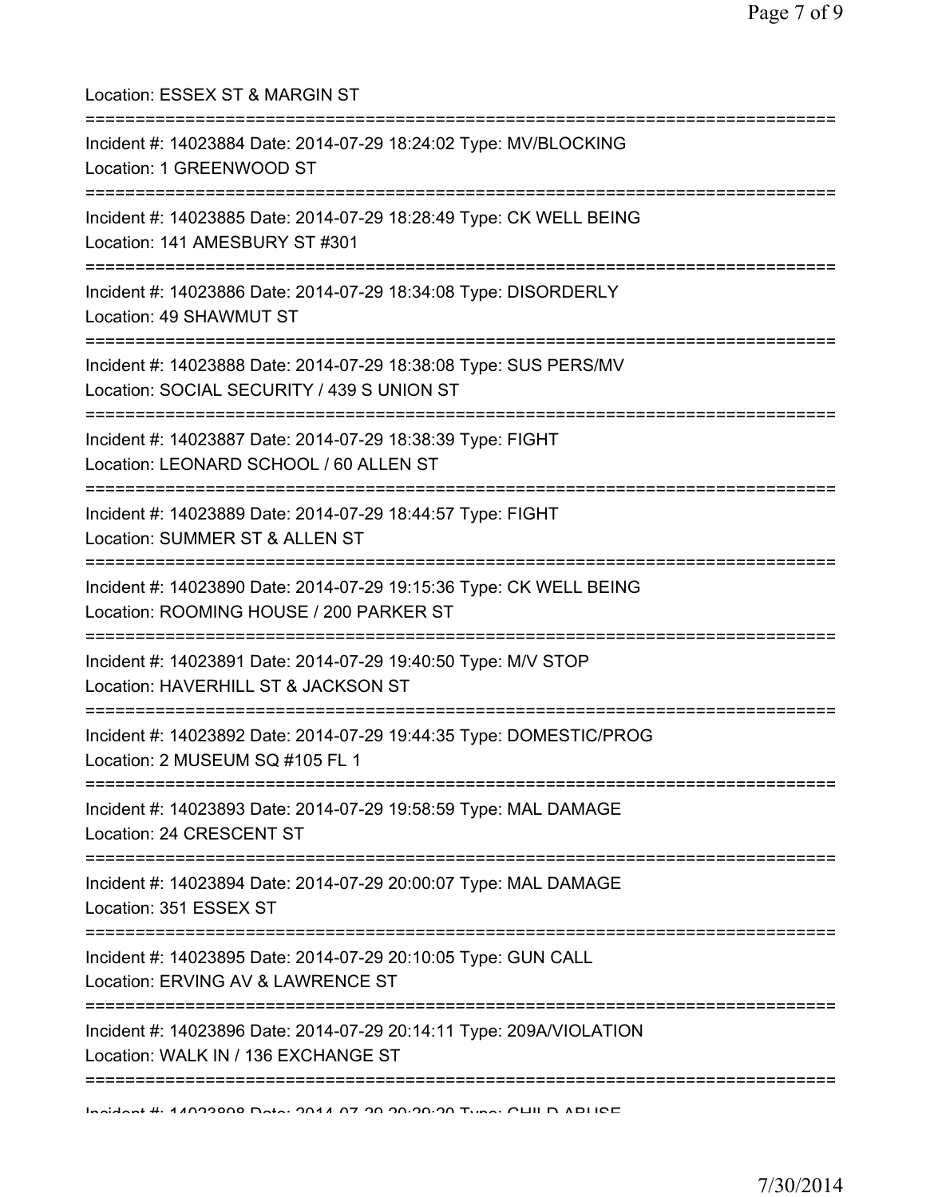Location: ESSEX ST & MARGIN ST

===========================================================================

Incident #: 14023884 Date: 2014-07-29 18:24:02 Type: MV/BLOCKING

Location: 1 GREENWOOD ST

===========================================================================

Incident #: 14023885 Date: 2014-07-29 18:28:49 Type: CK WELL BEING

Location: 141 AMESBURY ST #301

===========================================================================

Incident #: 14023886 Date: 2014-07-29 18:34:08 Type: DISORDERLY

Location: 49 SHAWMUT ST

===========================================================================

Incident #: 14023888 Date: 2014-07-29 18:38:08 Type: SUS PERS/MV

Location: SOCIAL SECURITY / 439 S UNION ST

===========================================================================

Incident #: 14023887 Date: 2014-07-29 18:38:39 Type: FIGHT

Location: LEONARD SCHOOL / 60 ALLEN ST

===========================================================================

Incident #: 14023889 Date: 2014-07-29 18:44:57 Type: FIGHT

Location: SUMMER ST & ALLEN ST

===========================================================================

Incident #: 14023890 Date: 2014-07-29 19:15:36 Type: CK WELL BEING

Location: ROOMING HOUSE / 200 PARKER ST

===========================================================================

Incident #: 14023891 Date: 2014-07-29 19:40:50 Type: M/V STOP

Location: HAVERHILL ST & JACKSON ST

===========================================================================

Incident #: 14023892 Date: 2014-07-29 19:44:35 Type: DOMESTIC/PROG

Location: 2 MUSEUM SQ #105 FL 1

===========================================================================

Incident #: 14023893 Date: 2014-07-29 19:58:59 Type: MAL DAMAGE

Location: 24 CRESCENT ST

===========================================================================

Incident #: 14023894 Date: 2014-07-29 20:00:07 Type: MAL DAMAGE

Location: 351 ESSEX ST

===========================================================================

Incident #: 14023895 Date: 2014-07-29 20:10:05 Type: GUN CALL

Location: ERVING AV & LAWRENCE ST

===========================================================================

Incident #: 14023896 Date: 2014-07-29 20:14:11 Type: 209A/VIOLATION

Location: WALK IN / 136 EXCHANGE ST

===========================================================================

Incident #: 14023898 Date: 2014-07-29 20:29:20 Type: CHILD ABUSE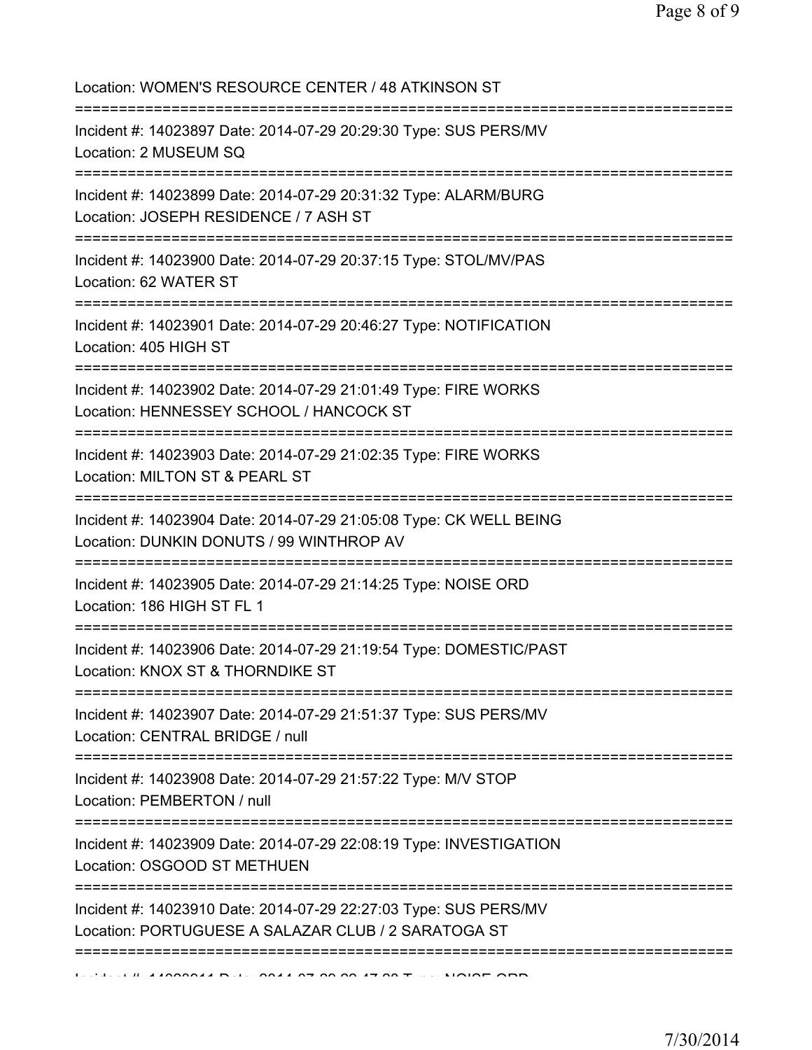Location: WOMEN'S RESOURCE CENTER / 48 ATKINSON ST

===========================================================================

Incident #: 14023897 Date: 2014-07-29 20:29:30 Type: SUS PERS/MV
Location: 2 MUSEUM SQ

===========================================================================

Incident #: 14023899 Date: 2014-07-29 20:31:32 Type: ALARM/BURG
Location: JOSEPH RESIDENCE / 7 ASH ST

===========================================================================

Incident #: 14023900 Date: 2014-07-29 20:37:15 Type: STOL/MV/PAS
Location: 62 WATER ST

===========================================================================

Incident #: 14023901 Date: 2014-07-29 20:46:27 Type: NOTIFICATION
Location: 405 HIGH ST

===========================================================================

Incident #: 14023902 Date: 2014-07-29 21:01:49 Type: FIRE WORKS
Location: HENNESSEY SCHOOL / HANCOCK ST

===========================================================================

Incident #: 14023903 Date: 2014-07-29 21:02:35 Type: FIRE WORKS
Location: MILTON ST & PEARL ST

===========================================================================

Incident #: 14023904 Date: 2014-07-29 21:05:08 Type: CK WELL BEING
Location: DUNKIN DONUTS / 99 WINTHROP AV

===========================================================================

Incident #: 14023905 Date: 2014-07-29 21:14:25 Type: NOISE ORD
Location: 186 HIGH ST FL 1

===========================================================================

Incident #: 14023906 Date: 2014-07-29 21:19:54 Type: DOMESTIC/PAST
Location: KNOX ST & THORNDIKE ST

===========================================================================

Incident #: 14023907 Date: 2014-07-29 21:51:37 Type: SUS PERS/MV
Location: CENTRAL BRIDGE / null

===========================================================================

Incident #: 14023908 Date: 2014-07-29 21:57:22 Type: M/V STOP
Location: PEMBERTON / null

===========================================================================

Incident #: 14023909 Date: 2014-07-29 22:08:19 Type: INVESTIGATION
Location: OSGOOD ST METHUEN

===========================================================================

Incident #: 14023910 Date: 2014-07-29 22:27:03 Type: SUS PERS/MV
Location: PORTUGUESE A SALAZAR CLUB / 2 SARATOGA ST

===========================================================================

Incident #: 14023911 Date: 2014-07-29 22:47:08 Type: NOISE ORD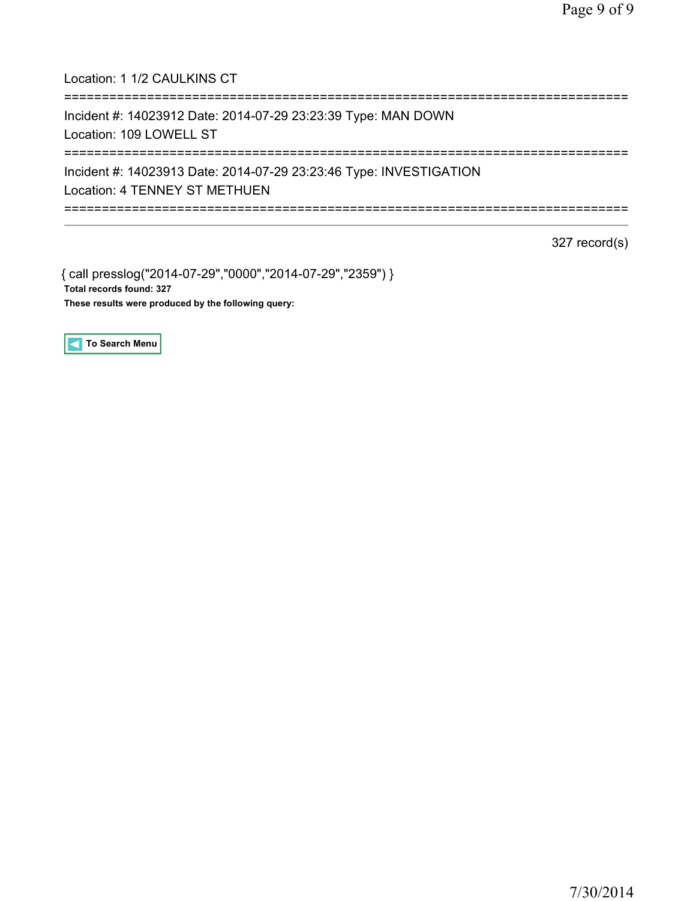Location: 1 1/2 CAULKINS CT

===========================================================================

Incident #: 14023912 Date: 2014-07-29 23:23:39 Type: MAN DOWN

Location: 109 LOWELL ST

===========================================================================

Incident #: 14023913 Date: 2014-07-29 23:23:46 Type: INVESTIGATION

Location: 4 TENNEY ST METHUEN

===========================================================================

327 record(s)

{ call presslog("2014-07-29","0000","2014-07-29","2359") }

**Total records found: 327**

**These results were produced by the following query:**

To Search Menu